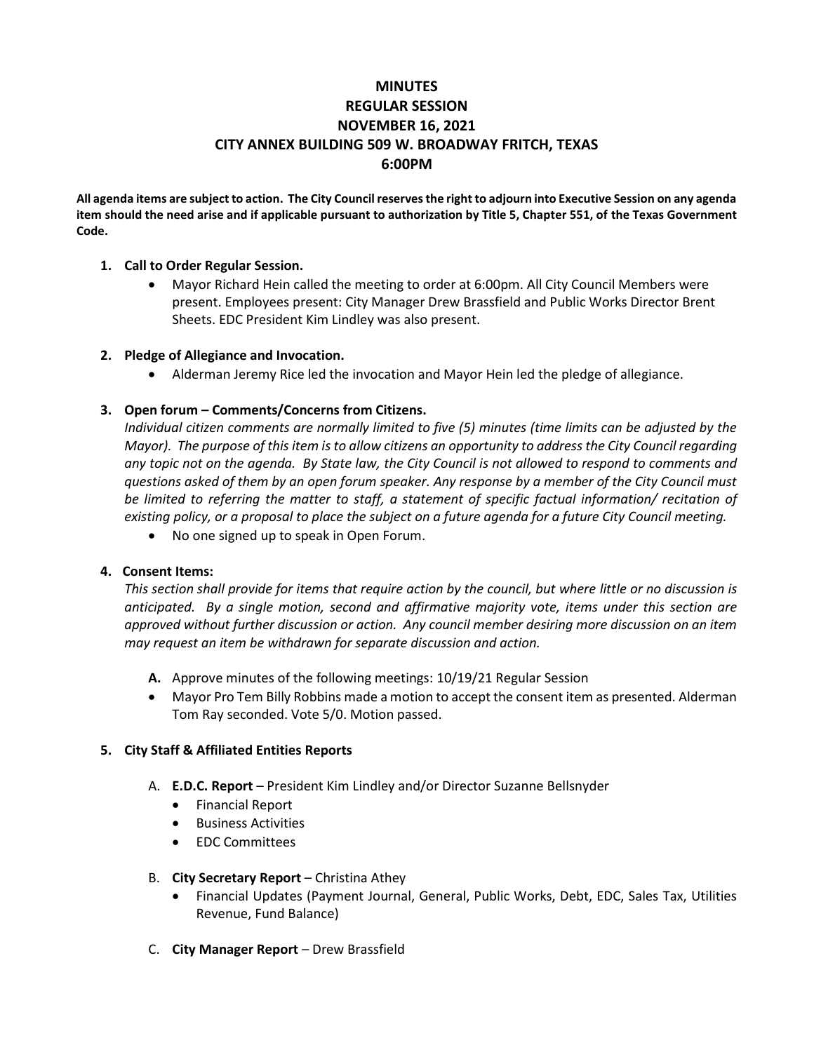# MINUTES
## REGULAR SESSION
## NOVEMBER 16, 2021
## CITY ANNEX BUILDING 509 W. BROADWAY FRITCH, TEXAS
## 6:00PM

**All agenda items are subject to action. The City Council reserves the right to adjourn into Executive Session on any agenda item should the need arise and if applicable pursuant to authorization by Title 5, Chapter 551, of the Texas Government Code.**

1. **Call to Order Regular Session.**
   - Mayor Richard Hein called the meeting to order at 6:00pm. All City Council Members were present. Employees present: City Manager Drew Brassfield and Public Works Director Brent Sheets. EDC President Kim Lindley was also present.

2. **Pledge of Allegiance and Invocation.**
   - Alderman Jeremy Rice led the invocation and Mayor Hein led the pledge of allegiance.

3. **Open forum – Comments/Concerns from Citizens.**

   *Individual citizen comments are normally limited to five (5) minutes (time limits can be adjusted by the Mayor). The purpose of this item is to allow citizens an opportunity to address the City Council regarding any topic not on the agenda. By State law, the City Council is not allowed to respond to comments and questions asked of them by an open forum speaker. Any response by a member of the City Council must be limited to referring the matter to staff, a statement of specific factual information/ recitation of existing policy, or a proposal to place the subject on a future agenda for a future City Council meeting.*
   - No one signed up to speak in Open Forum.

4. **Consent Items:**

   *This section shall provide for items that require action by the council, but where little or no discussion is anticipated. By a single motion, second and affirmative majority vote, items under this section are approved without further discussion or action. Any council member desiring more discussion on an item may request an item be withdrawn for separate discussion and action.*

   **A.** Approve minutes of the following meetings: 10/19/21 Regular Session
   - Mayor Pro Tem Billy Robbins made a motion to accept the consent item as presented. Alderman Tom Ray seconded. Vote 5/0. Motion passed.

5. **City Staff & Affiliated Entities Reports**

   A. **E.D.C. Report** – President Kim Lindley and/or Director Suzanne Bellsnyder
      - Financial Report
      - Business Activities
      - EDC Committees

   B. **City Secretary Report** – Christina Athey
      - Financial Updates (Payment Journal, General, Public Works, Debt, EDC, Sales Tax, Utilities Revenue, Fund Balance)

   C. **City Manager Report** – Drew Brassfield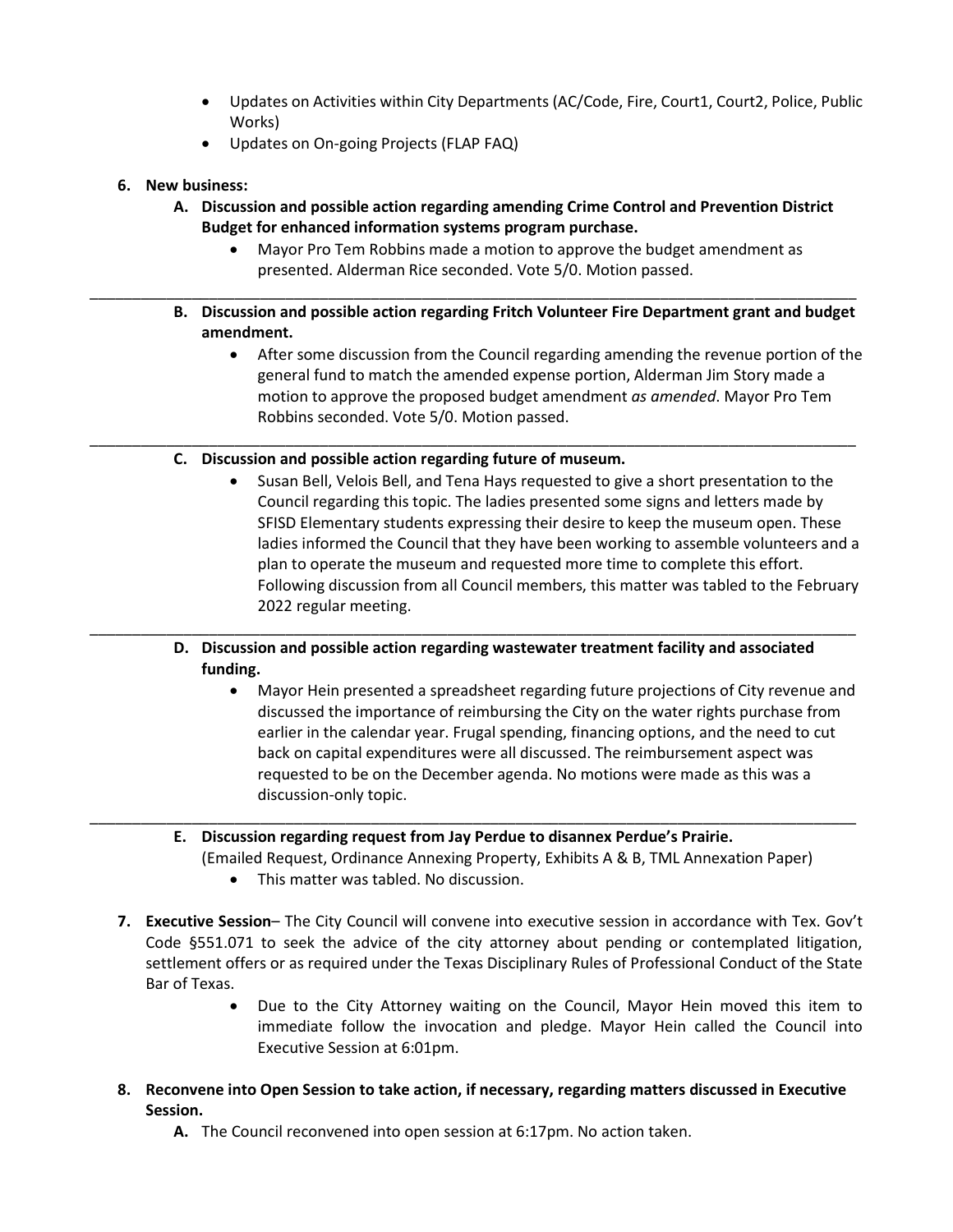- Updates on Activities within City Departments (AC/Code, Fire, Court1, Court2, Police, Public Works)
- Updates on On-going Projects (FLAP FAQ)

**6. New business:**

**A. Discussion and possible action regarding amending Crime Control and Prevention District Budget for enhanced information systems program purchase.**

- Mayor Pro Tem Robbins made a motion to approve the budget amendment as presented. Alderman Rice seconded. Vote 5/0. Motion passed.

---

**B. Discussion and possible action regarding Fritch Volunteer Fire Department grant and budget amendment.**

- After some discussion from the Council regarding amending the revenue portion of the general fund to match the amended expense portion, Alderman Jim Story made a motion to approve the proposed budget amendment *as amended*. Mayor Pro Tem Robbins seconded. Vote 5/0. Motion passed.

---

**C. Discussion and possible action regarding future of museum.**

- Susan Bell, Velois Bell, and Tena Hays requested to give a short presentation to the Council regarding this topic. The ladies presented some signs and letters made by SFISD Elementary students expressing their desire to keep the museum open. These ladies informed the Council that they have been working to assemble volunteers and a plan to operate the museum and requested more time to complete this effort. Following discussion from all Council members, this matter was tabled to the February 2022 regular meeting.

---

**D. Discussion and possible action regarding wastewater treatment facility and associated funding.**

- Mayor Hein presented a spreadsheet regarding future projections of City revenue and discussed the importance of reimbursing the City on the water rights purchase from earlier in the calendar year. Frugal spending, financing options, and the need to cut back on capital expenditures were all discussed. The reimbursement aspect was requested to be on the December agenda. No motions were made as this was a discussion-only topic.

---

**E. Discussion regarding request from Jay Perdue to disannex Perdue's Prairie.**
(Emailed Request, Ordinance Annexing Property, Exhibits A & B, TML Annexation Paper)

- This matter was tabled. No discussion.

**7. Executive Session**– The City Council will convene into executive session in accordance with Tex. Gov't Code §551.071 to seek the advice of the city attorney about pending or contemplated litigation, settlement offers or as required under the Texas Disciplinary Rules of Professional Conduct of the State Bar of Texas.

- Due to the City Attorney waiting on the Council, Mayor Hein moved this item to immediate follow the invocation and pledge. Mayor Hein called the Council into Executive Session at 6:01pm.

**8. Reconvene into Open Session to take action, if necessary, regarding matters discussed in Executive Session.**

**A.** The Council reconvened into open session at 6:17pm. No action taken.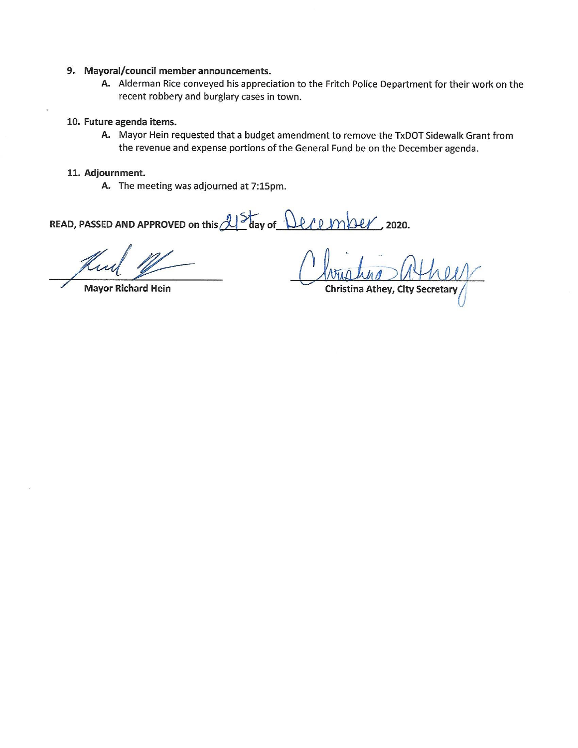9. **Mayoral/council member announcements.**
   - **A.** Alderman Rice conveyed his appreciation to the Fritch Police Department for their work on the recent robbery and burglary cases in town.

10. **Future agenda items.**
    - **A.** Mayor Hein requested that a budget amendment to remove the TxDOT Sidewalk Grant from the revenue and expense portions of the General Fund be on the December agenda.

11. **Adjournment.**
    - **A.** The meeting was adjourned at 7:15pm.

**READ, PASSED AND APPROVED on this 21st day of December, 2020.**

**Mayor Richard Hein**

**Christina Athey, City Secretary**